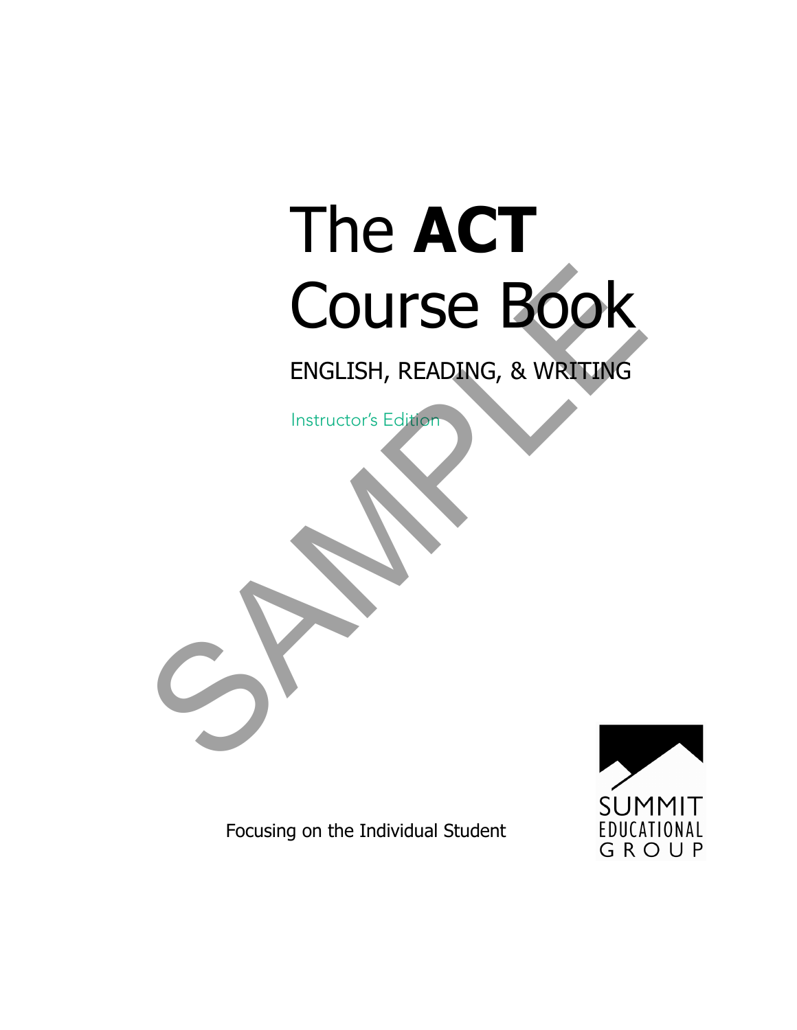# The **ACT** Course Book

ENGLISH, READING, & WRITING

Instructor's Edition

SAMPLE

Focusing on the Individual Student

SUMMIT EDUCATIONAL GROUP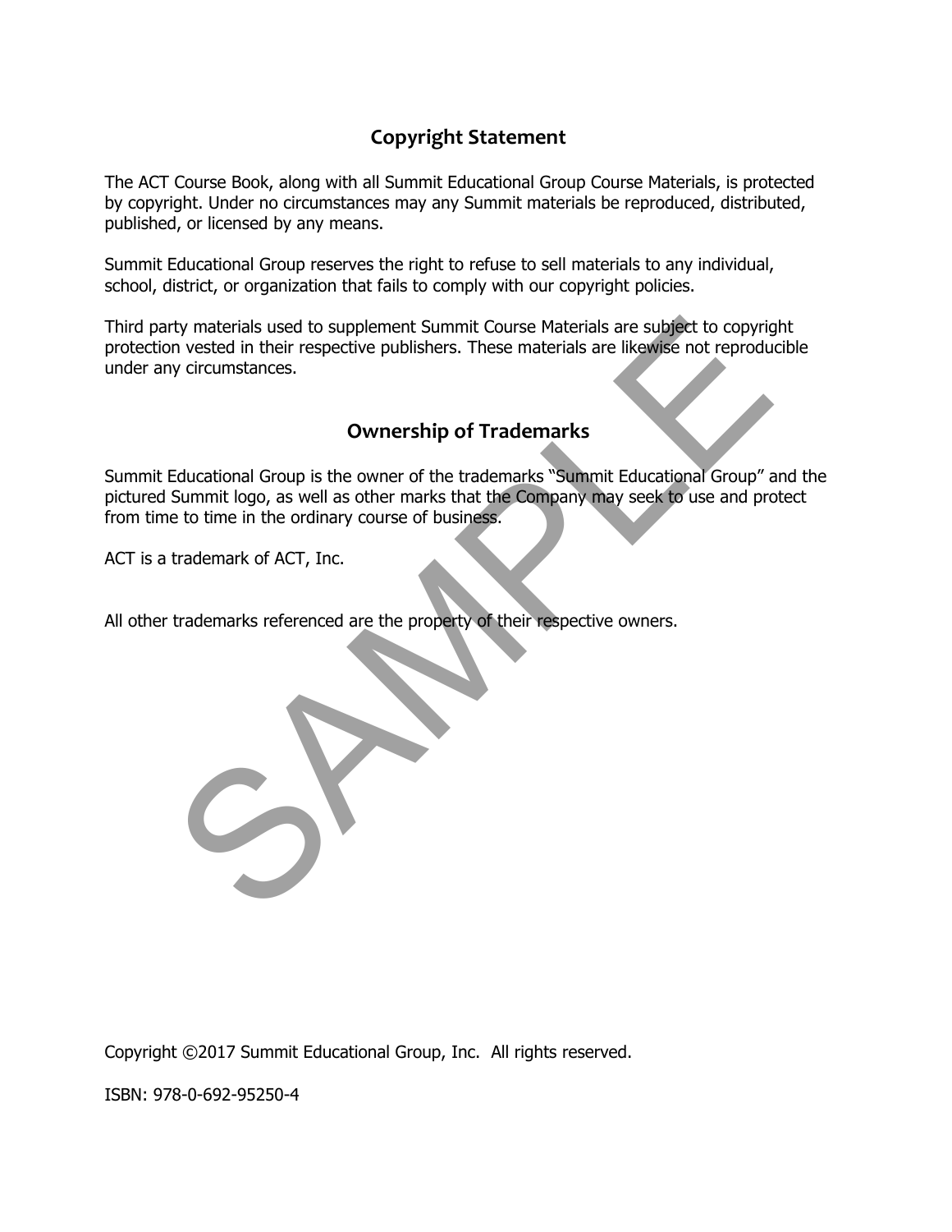## Copyright Statement

The ACT Course Book, along with all Summit Educational Group Course Materials, is protected by copyright. Under no circumstances may any Summit materials be reproduced, distributed, published, or licensed by any means.

Summit Educational Group reserves the right to refuse to sell materials to any individual, school, district, or organization that fails to comply with our copyright policies.

Third party materials used to supplement Summit Course Materials are subject to copyright protection vested in their respective publishers. These materials are likewise not reproducible under any circumstances.

## Ownership of Trademarks

Summit Educational Group is the owner of the trademarks "Summit Educational Group" and the pictured Summit logo, as well as other marks that the Company may seek to use and protect from time to time in the ordinary course of business.

ACT is a trademark of ACT, Inc.

All other trademarks referenced are the property of their respective owners.

Copyright ©2017 Summit Educational Group, Inc. All rights reserved.

ISBN: 978-0-692-95250-4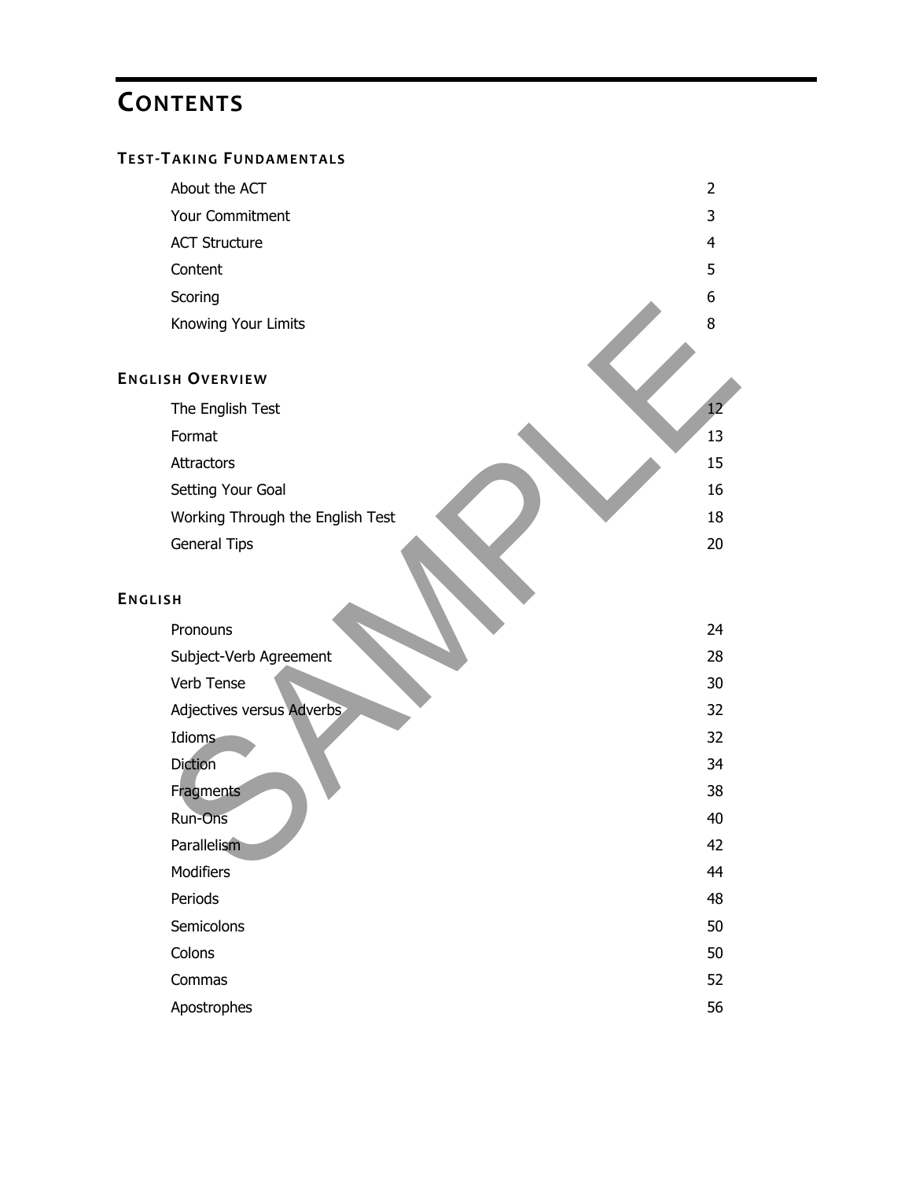# CONTENTS

## TEST-TAKING FUNDAMENTALS

| | |
|---|---|
| About the ACT | 2 |
| Your Commitment | 3 |
| ACT Structure | 4 |
| Content | 5 |
| Scoring | 6 |
| Knowing Your Limits | 8 |

## ENGLISH OVERVIEW

| | |
|---|---|
| The English Test | 12 |
| Format | 13 |
| Attractors | 15 |
| Setting Your Goal | 16 |
| Working Through the English Test | 18 |
| General Tips | 20 |

## ENGLISH

| | |
|---|---|
| Pronouns | 24 |
| Subject-Verb Agreement | 28 |
| Verb Tense | 30 |
| Adjectives versus Adverbs | 32 |
| Idioms | 32 |
| Diction | 34 |
| Fragments | 38 |
| Run-Ons | 40 |
| Parallelism | 42 |
| Modifiers | 44 |
| Periods | 48 |
| Semicolons | 50 |
| Colons | 50 |
| Commas | 52 |
| Apostrophes | 56 |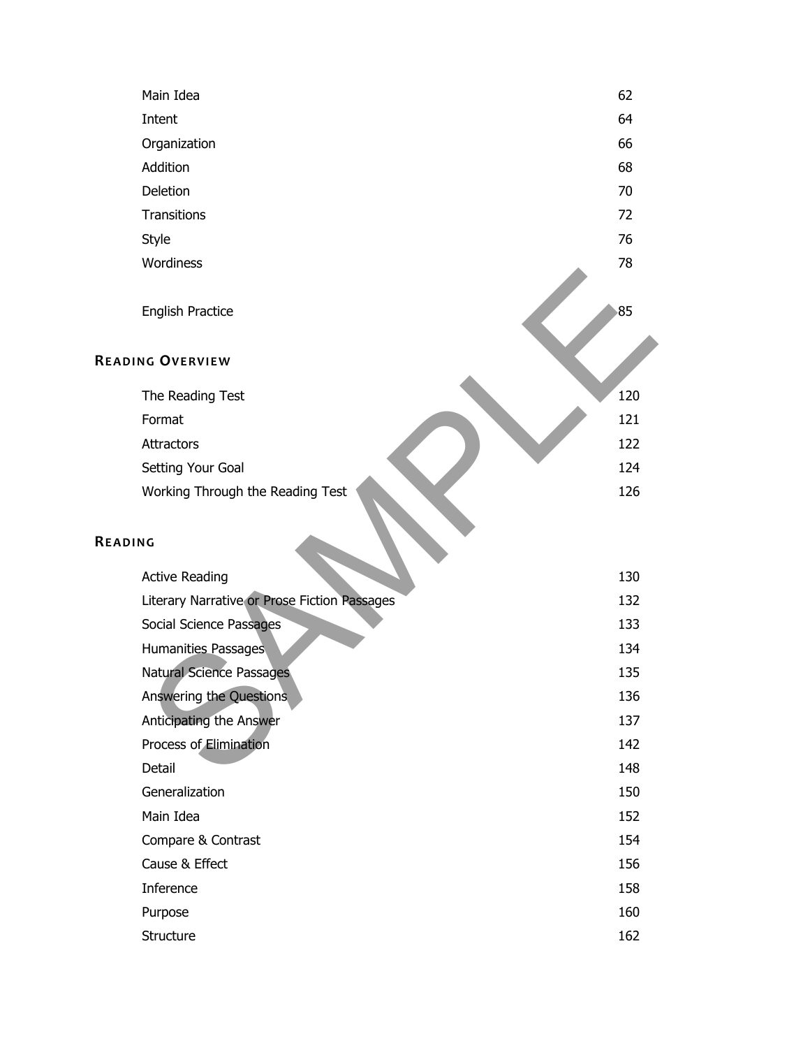| | |
|---|---|
| Main Idea | 62 |
| Intent | 64 |
| Organization | 66 |
| Addition | 68 |
| Deletion | 70 |
| Transitions | 72 |
| Style | 76 |
| Wordiness | 78 |
| | |
| English Practice | 85 |

## READING OVERVIEW

| | |
|---|---|
| The Reading Test | 120 |
| Format | 121 |
| Attractors | 122 |
| Setting Your Goal | 124 |
| Working Through the Reading Test | 126 |

## READING

| | |
|---|---|
| Active Reading | 130 |
| Literary Narrative or Prose Fiction Passages | 132 |
| Social Science Passages | 133 |
| Humanities Passages | 134 |
| Natural Science Passages | 135 |
| Answering the Questions | 136 |
| Anticipating the Answer | 137 |
| Process of Elimination | 142 |
| Detail | 148 |
| Generalization | 150 |
| Main Idea | 152 |
| Compare & Contrast | 154 |
| Cause & Effect | 156 |
| Inference | 158 |
| Purpose | 160 |
| Structure | 162 |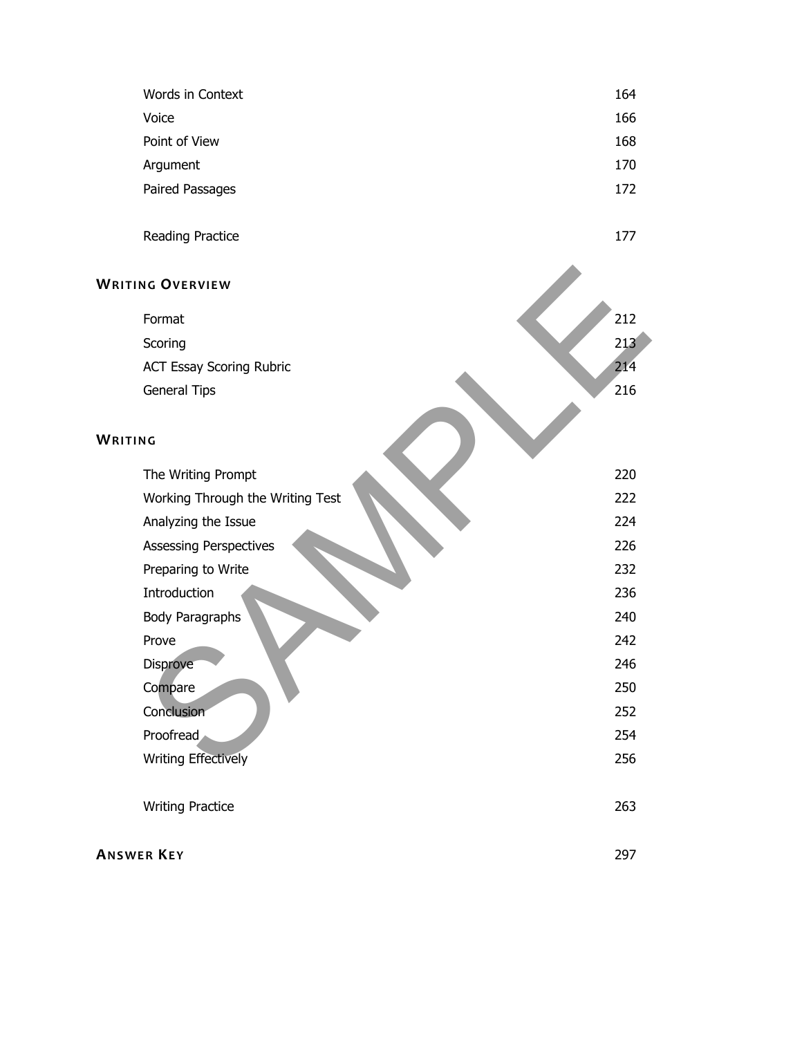| | |
|---|---|
| Words in Context | 164 |
| Voice | 166 |
| Point of View | 168 |
| Argument | 170 |
| Paired Passages | 172 |
| | |
| Reading Practice | 177 |

## WRITING OVERVIEW

| | |
|---|---|
| Format | 212 |
| Scoring | 213 |
| ACT Essay Scoring Rubric | 214 |
| General Tips | 216 |

## WRITING

| | |
|---|---|
| The Writing Prompt | 220 |
| Working Through the Writing Test | 222 |
| Analyzing the Issue | 224 |
| Assessing Perspectives | 226 |
| Preparing to Write | 232 |
| Introduction | 236 |
| Body Paragraphs | 240 |
| Prove | 242 |
| Disprove | 246 |
| Compare | 250 |
| Conclusion | 252 |
| Proofread | 254 |
| Writing Effectively | 256 |
| | |
| Writing Practice | 263 |

## ANSWER KEY 297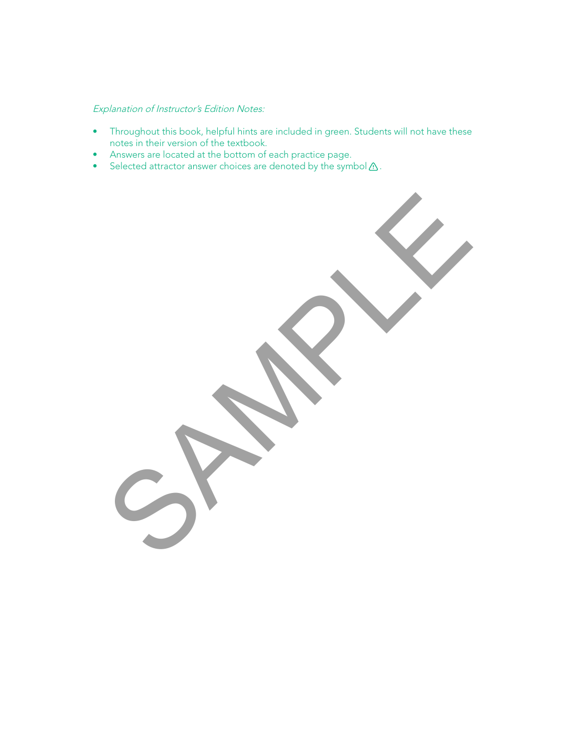*Explanation of Instructor's Edition Notes:*

- Throughout this book, helpful hints are included in green. Students will not have these notes in their version of the textbook.
- Answers are located at the bottom of each practice page.
- Selected attractor answer choices are denoted by the symbol ⚠.

SAMPLE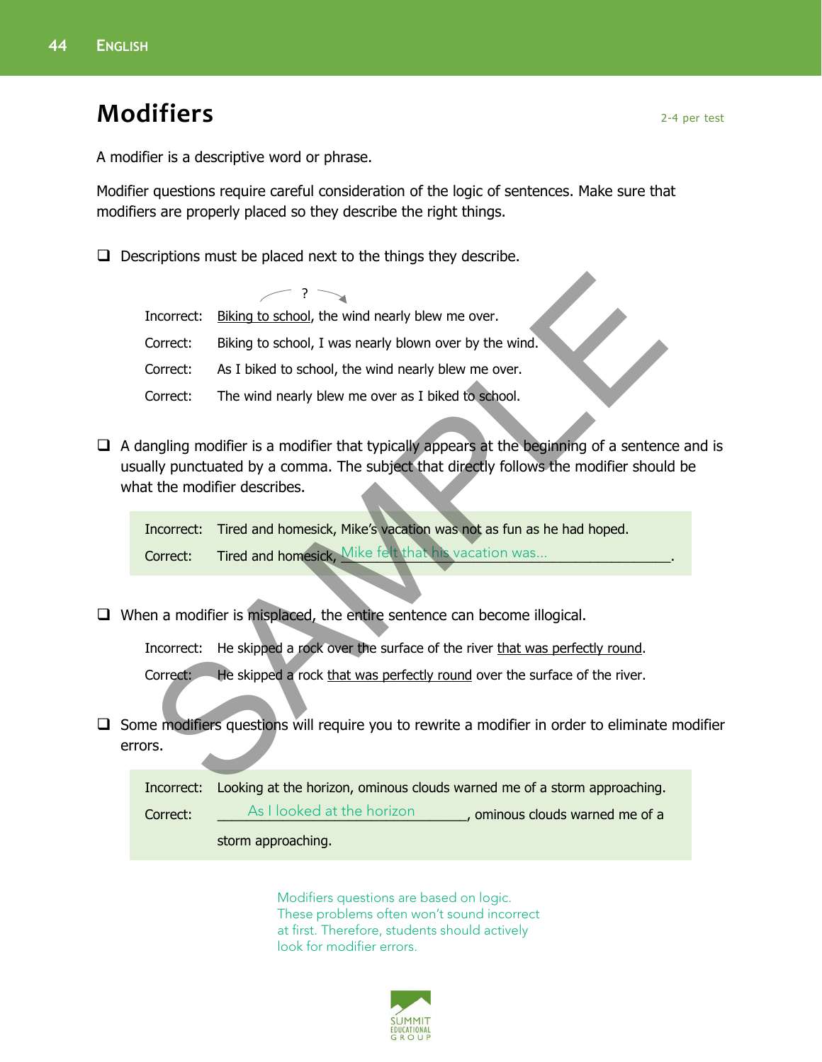# Modifiers

2-4 per test

A modifier is a descriptive word or phrase.

Modifier questions require careful consideration of the logic of sentences. Make sure that modifiers are properly placed so they describe the right things.

- [ ] Descriptions must be placed next to the things they describe.

Incorrect: <u>Biking to school</u>, the wind nearly blew me over.

Correct: Biking to school, I was nearly blown over by the wind.

Correct: As I biked to school, the wind nearly blew me over.

Correct: The wind nearly blew me over as I biked to school.

- [ ] A dangling modifier is a modifier that typically appears at the beginning of a sentence and is usually punctuated by a comma. The subject that directly follows the modifier should be what the modifier describes.

Incorrect: Tired and homesick, Mike's vacation was not as fun as he had hoped.

Correct: Tired and homesick, Mike felt that his vacation was...______________.

- [ ] When a modifier is misplaced, the entire sentence can become illogical.

Incorrect: He skipped a rock over the surface of the river <u>that was perfectly round</u>.

Correct: He skipped a rock <u>that was perfectly round</u> over the surface of the river.

- [ ] Some modifiers questions will require you to rewrite a modifier in order to eliminate modifier errors.

Incorrect: Looking at the horizon, ominous clouds warned me of a storm approaching.

Correct: As I looked at the horizon______________, ominous clouds warned me of a storm approaching.

Modifiers questions are based on logic. These problems often won't sound incorrect at first. Therefore, students should actively look for modifier errors.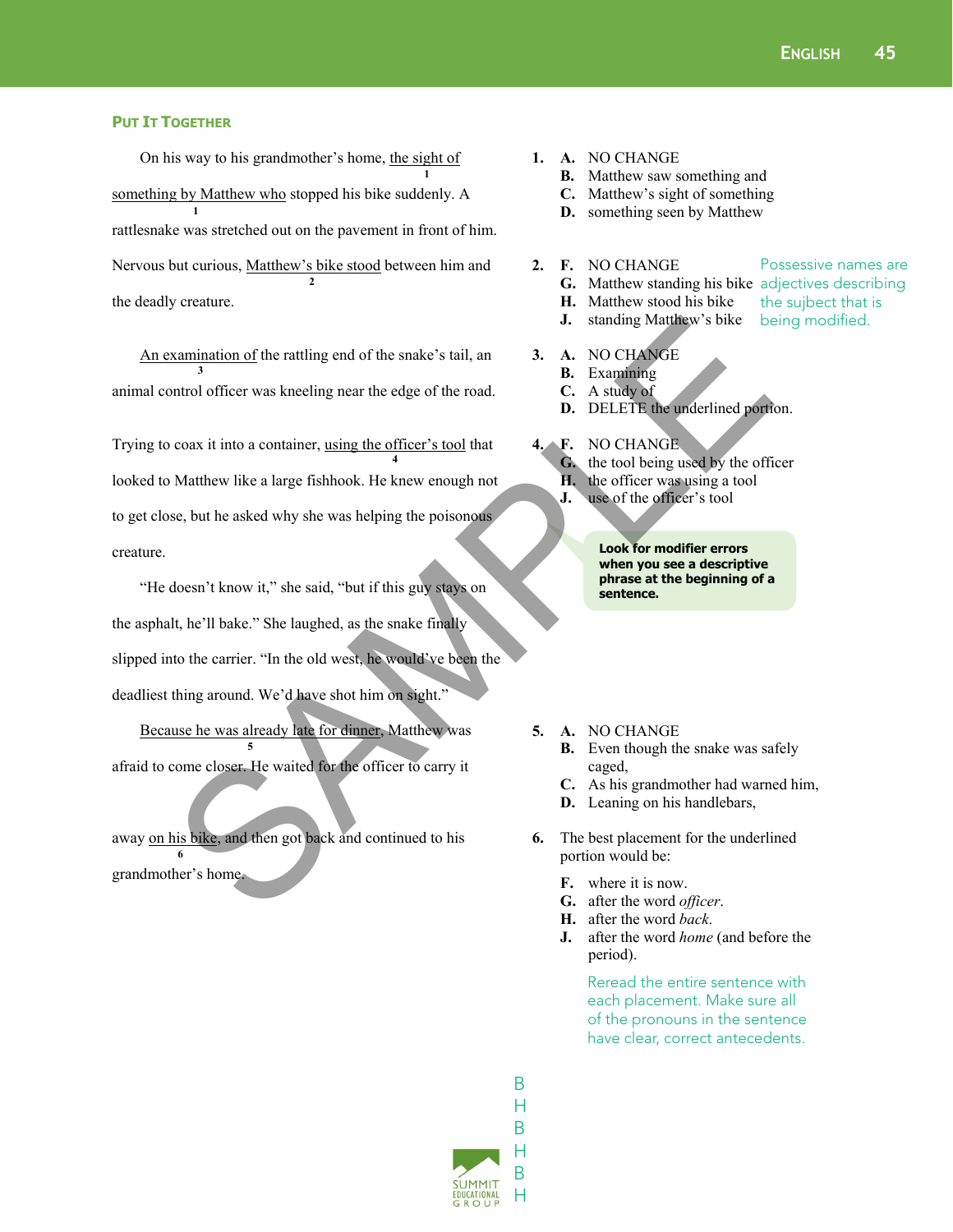### Put It Together

On his way to his grandmother's home, <u>the sight of something by Matthew who</u> [1] stopped his bike suddenly. A rattlesnake was stretched out on the pavement in front of him. Nervous but curious, <u>Matthew's bike stood</u> [2] between him and the deadly creature.

<u>An examination of</u> [3] the rattling end of the snake's tail, an animal control officer was kneeling near the edge of the road. Trying to coax it into a container, <u>using the officer's tool</u> [4] that looked to Matthew like a large fishhook. He knew enough not to get close, but he asked why she was helping the poisonous creature.

"He doesn't know it," she said, "but if this guy stays on the asphalt, he'll bake." She laughed, as the snake finally slipped into the carrier. "In the old west, he would've been the deadliest thing around. We'd have shot him on sight."

<u>Because he was already late for dinner,</u> [5] Matthew was afraid to come closer. He waited for the officer to carry it away <u>on his bike</u>, [6] and then got back and continued to his grandmother's home.

1. A. NO CHANGE
   B. Matthew saw something and
   C. Matthew's sight of something
   D. something seen by Matthew

2. F. NO CHANGE
   G. Matthew standing his bike
   H. Matthew stood his bike
   J. standing Matthew's bike

   Possessive names are adjectives describing the sujbect that is being modified.

3. A. NO CHANGE
   B. Examining
   C. A study of
   D. DELETE the underlined portion.

4. F. NO CHANGE
   G. the tool being used by the officer
   H. the officer was using a tool
   J. use of the officer's tool

**Look for modifier errors when you see a descriptive phrase at the beginning of a sentence.**

5. A. NO CHANGE
   B. Even though the snake was safely caged,
   C. As his grandmother had warned him,
   D. Leaning on his handlebars,

6. The best placement for the underlined portion would be:

   F. where it is now.
   G. after the word *officer*.
   H. after the word *back*.
   J. after the word *home* (and before the period).

   Reread the entire sentence with each placement. Make sure all of the pronouns in the sentence have clear, correct antecedents.

B
H
B
H
B
H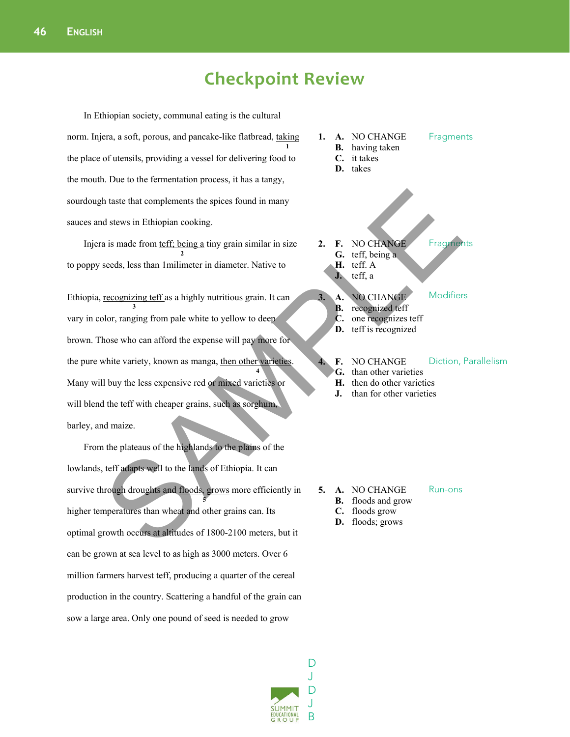# Checkpoint Review

In Ethiopian society, communal eating is the cultural norm. Injera, a soft, porous, and pancake-like flatbread, <u>taking</u> [1] the place of utensils, providing a vessel for delivering food to the mouth. Due to the fermentation process, it has a tangy, sourdough taste that complements the spices found in many sauces and stews in Ethiopian cooking.

1. **A.** NO CHANGE
   **B.** having taken
   **C.** it takes
   **D.** takes

   Fragments

Injera is made from <u>teff; being a</u> [2] tiny grain similar in size to poppy seeds, less than 1milimeter in diameter. Native to Ethiopia, <u>recognizing teff</u> [3] as a highly nutritious grain. It can vary in color, ranging from pale white to yellow to deep brown. Those who can afford the expense will pay more for the pure white variety, known as manga, <u>then other varieties</u> [4]. Many will buy the less expensive red or mixed varieties or will blend the teff with cheaper grains, such as sorghum, barley, and maize.

2. **F.** NO CHANGE
   **G.** teff, being a
   **H.** teff. A
   **J.** teff, a

   Fragments

3. **A.** NO CHANGE
   **B.** recognized teff
   **C.** one recognizes teff
   **D.** teff is recognized

   Modifiers

4. **F.** NO CHANGE
   **G.** than other varieties
   **H.** then do other varieties
   **J.** than for other varieties

   Diction, Parallelism

From the plateaus of the highlands to the plains of the lowlands, teff adapts well to the lands of Ethiopia. It can survive through droughts and <u>floods, grows</u> [5] more efficiently in higher temperatures than wheat and other grains can. Its optimal growth occurs at altitudes of 1800-2100 meters, but it can be grown at sea level to as high as 3000 meters. Over 6 million farmers harvest teff, producing a quarter of the cereal production in the country. Scattering a handful of the grain can sow a large area. Only one pound of seed is needed to grow

5. **A.** NO CHANGE
   **B.** floods and grow
   **C.** floods grow
   **D.** floods; grows

   Run-ons

D
J
D
J
B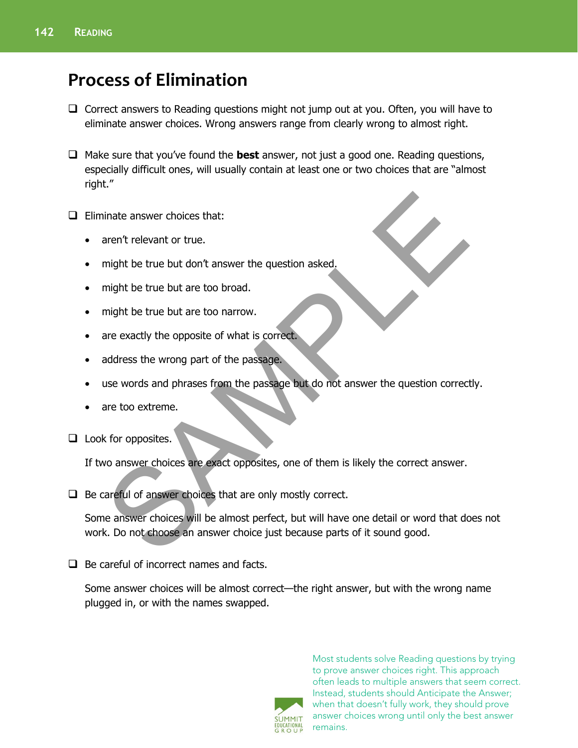# Process of Elimination

- Correct answers to Reading questions might not jump out at you. Often, you will have to eliminate answer choices. Wrong answers range from clearly wrong to almost right.

- Make sure that you've found the **best** answer, not just a good one. Reading questions, especially difficult ones, will usually contain at least one or two choices that are "almost right."

- Eliminate answer choices that:
  - aren't relevant or true.
  - might be true but don't answer the question asked.
  - might be true but are too broad.
  - might be true but are too narrow.
  - are exactly the opposite of what is correct.
  - address the wrong part of the passage.
  - use words and phrases from the passage but do not answer the question correctly.
  - are too extreme.

- Look for opposites.

  If two answer choices are exact opposites, one of them is likely the correct answer.

- Be careful of answer choices that are only mostly correct.

  Some answer choices will be almost perfect, but will have one detail or word that does not work. Do not choose an answer choice just because parts of it sound good.

- Be careful of incorrect names and facts.

  Some answer choices will be almost correct—the right answer, but with the wrong name plugged in, or with the names swapped.

Most students solve Reading questions by trying to prove answer choices right. This approach often leads to multiple answers that seem correct. Instead, students should Anticipate the Answer; when that doesn't fully work, they should prove answer choices wrong until only the best answer remains.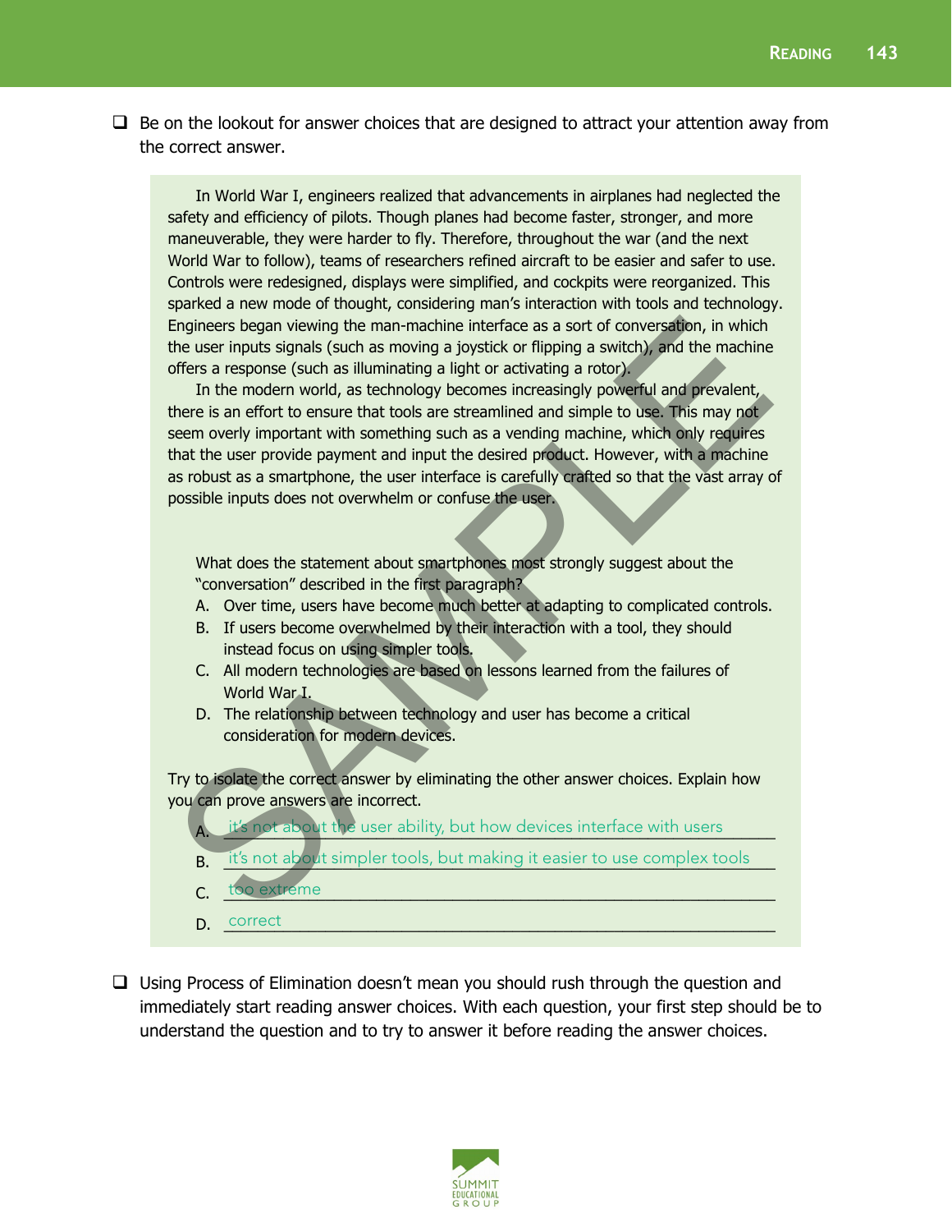- [ ] Be on the lookout for answer choices that are designed to attract your attention away from the correct answer.

> In World War I, engineers realized that advancements in airplanes had neglected the safety and efficiency of pilots. Though planes had become faster, stronger, and more maneuverable, they were harder to fly. Therefore, throughout the war (and the next World War to follow), teams of researchers refined aircraft to be easier and safer to use. Controls were redesigned, displays were simplified, and cockpits were reorganized. This sparked a new mode of thought, considering man's interaction with tools and technology. Engineers began viewing the man-machine interface as a sort of conversation, in which the user inputs signals (such as moving a joystick or flipping a switch), and the machine offers a response (such as illuminating a light or activating a rotor).
>
> In the modern world, as technology becomes increasingly powerful and prevalent, there is an effort to ensure that tools are streamlined and simple to use. This may not seem overly important with something such as a vending machine, which only requires that the user provide payment and input the desired product. However, with a machine as robust as a smartphone, the user interface is carefully crafted so that the vast array of possible inputs does not overwhelm or confuse the user.
>
> What does the statement about smartphones most strongly suggest about the "conversation" described in the first paragraph?
>
> A. Over time, users have become much better at adapting to complicated controls.
>
> B. If users become overwhelmed by their interaction with a tool, they should instead focus on using simpler tools.
>
> C. All modern technologies are based on lessons learned from the failures of World War I.
>
> D. The relationship between technology and user has become a critical consideration for modern devices.
>
> Try to isolate the correct answer by eliminating the other answer choices. Explain how you can prove answers are incorrect.
>
> A. it's not about the user ability, but how devices interface with users
>
> B. it's not about simpler tools, but making it easier to use complex tools
>
> C. too extreme
>
> D. correct

- [ ] Using Process of Elimination doesn't mean you should rush through the question and immediately start reading answer choices. With each question, your first step should be to understand the question and to try to answer it before reading the answer choices.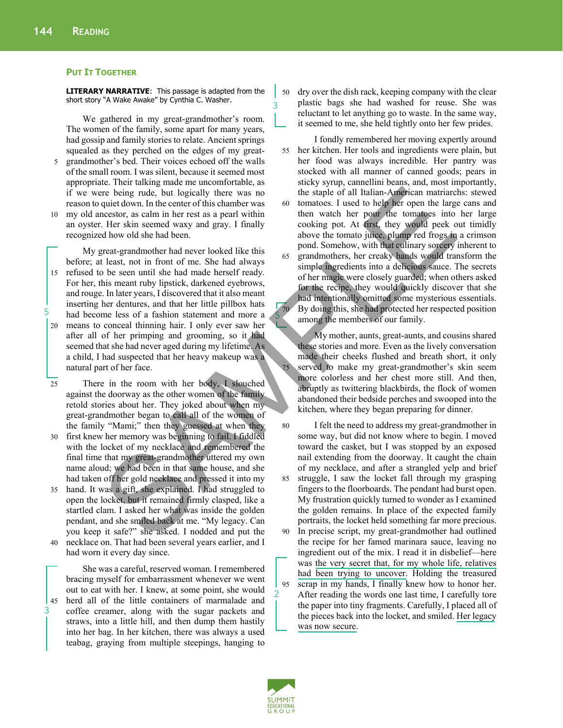## Put It Together

**LITERARY NARRATIVE**: This passage is adapted from the short story "A Wake Awake" by Cynthia C. Washer.

We gathered in my great-grandmother's room. The women of the family, some apart for many years, had gossip and family stories to relate. Ancient springs squealed as they perched on the edges of my great-grandmother's bed. Their voices echoed off the walls of the small room. I was silent, because it seemed most appropriate. Their talking made me uncomfortable, as if we were being rude, but logically there was no reason to quiet down. In the center of this chamber was my old ancestor, as calm in her rest as a pearl within an oyster. Her skin seemed waxy and gray. I finally recognized how old she had been.

My great-grandmother had never looked like this before; at least, not in front of me. She had always refused to be seen until she had made herself ready. For her, this meant ruby lipstick, darkened eyebrows, and rouge. In later years, I discovered that it also meant inserting her dentures, and that her little pillbox hats had become less of a fashion statement and more a means to conceal thinning hair. I only ever saw her after all of her primping and grooming, so it had seemed that she had never aged during my lifetime. As a child, I had suspected that her heavy makeup was a natural part of her face.

There in the room with her body, I slouched against the doorway as the other women of the family retold stories about her. They joked about when my great-grandmother began to call all of the women of the family "Mami;" then they guessed at when they first knew her memory was beginning to fail. I fiddled with the locket of my necklace and remembered the final time that my great-grandmother uttered my own name aloud; we had been in that same house, and she had taken off her gold necklace and pressed it into my hand. It was a gift, she explained. I had struggled to open the locket, but it remained firmly clasped, like a startled clam. I asked her what was inside the golden pendant, and she smiled back at me. "My legacy. Can you keep it safe?" she asked. I nodded and put the necklace on. That had been several years earlier, and I had worn it every day since.

She was a careful, reserved woman. I remembered bracing myself for embarrassment whenever we went out to eat with her. I knew, at some point, she would herd all of the little containers of marmalade and coffee creamer, along with the sugar packets and straws, into a little hill, and then dump them hastily into her bag. In her kitchen, there was always a used teabag, graying from multiple steepings, hanging to dry over the dish rack, keeping company with the clear plastic bags she had washed for reuse. She was reluctant to let anything go to waste. In the same way, it seemed to me, she held tightly onto her few prides.

I fondly remembered her moving expertly around her kitchen. Her tools and ingredients were plain, but her food was always incredible. Her pantry was stocked with all manner of canned goods; pears in sticky syrup, cannellini beans, and, most importantly, the staple of all Italian-American matriarchs: stewed tomatoes. I used to help her open the large cans and then watch her pour the tomatoes into her large cooking pot. At first, they would peek out timidly above the tomato juice, plump red frogs in a crimson pond. Somehow, with that culinary sorcery inherent to grandmothers, her creaky hands would transform the simple ingredients into a delicious sauce. The secrets of her magic were closely guarded; when others asked for the recipe, they would quickly discover that she had intentionally omitted some mysterious essentials. By doing this, she had protected her respected position among the members of our family.

My mother, aunts, great-aunts, and cousins shared these stories and more. Even as the lively conversation made their cheeks flushed and breath short, it only served to make my great-grandmother's skin seem more colorless and her chest more still. And then, abruptly as twittering blackbirds, the flock of women abandoned their bedside perches and swooped into the kitchen, where they began preparing for dinner.

I felt the need to address my great-grandmother in some way, but did not know where to begin. I moved toward the casket, but I was stopped by an exposed nail extending from the doorway. It caught the chain of my necklace, and after a strangled yelp and brief struggle, I saw the locket fall through my grasping fingers to the floorboards. The pendant had burst open. My frustration quickly turned to wonder as I examined the golden remains. In place of the expected family portraits, the locket held something far more precious. In precise script, my great-grandmother had outlined the recipe for her famed marinara sauce, leaving no ingredient out of the mix. I read it in disbelief—here was the very secret that, for my whole life, relatives had been trying to uncover. Holding the treasured scrap in my hands, I finally knew how to honor her. After reading the words one last time, I carefully tore the paper into tiny fragments. Carefully, I placed all of the pieces back into the locket, and smiled. Her legacy was now secure.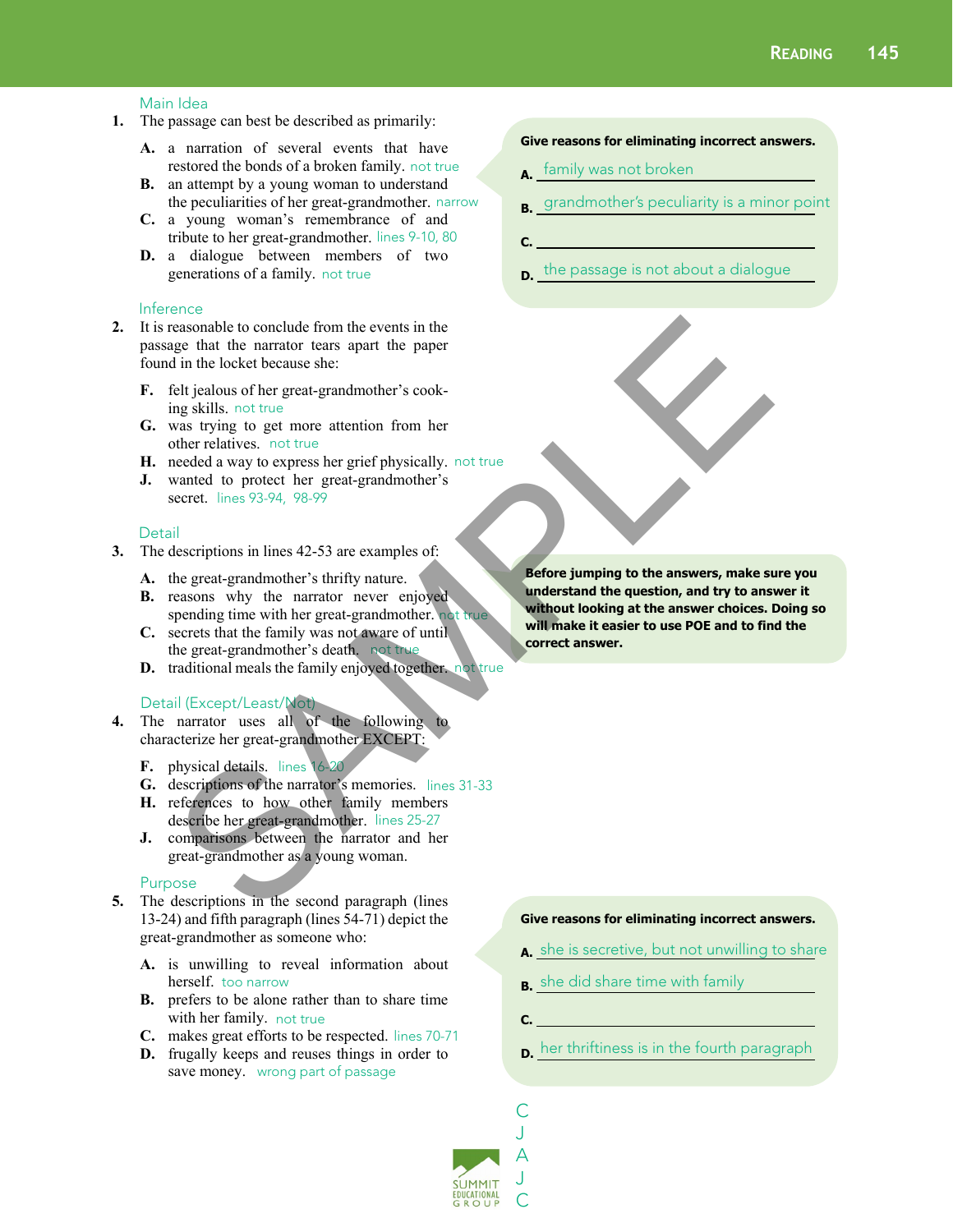Main Idea

1. The passage can best be described as primarily:

   **A.** a narration of several events that have restored the bonds of a broken family. not true
   **B.** an attempt by a young woman to understand the peculiarities of her great-grandmother. narrow
   **C.** a young woman's remembrance of and tribute to her great-grandmother. lines 9-10, 80
   **D.** a dialogue between members of two generations of a family. not true

**Give reasons for eliminating incorrect answers.**

**A.** family was not broken

**B.** grandmother's peculiarity is a minor point

**C.** ______

**D.** the passage is not about a dialogue

Inference

2. It is reasonable to conclude from the events in the passage that the narrator tears apart the paper found in the locket because she:

   **F.** felt jealous of her great-grandmother's cooking skills. not true
   **G.** was trying to get more attention from her other relatives. not true
   **H.** needed a way to express her grief physically. not true
   **J.** wanted to protect her great-grandmother's secret. lines 93-94, 98-99

Detail

3. The descriptions in lines 42-53 are examples of:

   **A.** the great-grandmother's thrifty nature.
   **B.** reasons why the narrator never enjoyed spending time with her great-grandmother. not true
   **C.** secrets that the family was not aware of until the great-grandmother's death. not true
   **D.** traditional meals the family enjoyed together. not true

**Before jumping to the answers, make sure you understand the question, and try to answer it without looking at the answer choices. Doing so will make it easier to use POE and to find the correct answer.**

Detail (Except/Least/Not)

4. The narrator uses all of the following to characterize her great-grandmother EXCEPT:

   **F.** physical details. lines 16-20
   **G.** descriptions of the narrator's memories. lines 31-33
   **H.** references to how other family members describe her great-grandmother. lines 25-27
   **J.** comparisons between the narrator and her great-grandmother as a young woman.

Purpose

5. The descriptions in the second paragraph (lines 13-24) and fifth paragraph (lines 54-71) depict the great-grandmother as someone who:

   **A.** is unwilling to reveal information about herself. too narrow
   **B.** prefers to be alone rather than to share time with her family. not true
   **C.** makes great efforts to be respected. lines 70-71
   **D.** frugally keeps and reuses things in order to save money. wrong part of passage

**Give reasons for eliminating incorrect answers.**

**A.** she is secretive, but not unwilling to share

**B.** she did share time with family

**C.** ______

**D.** her thriftiness is in the fourth paragraph

C
J
A
J
C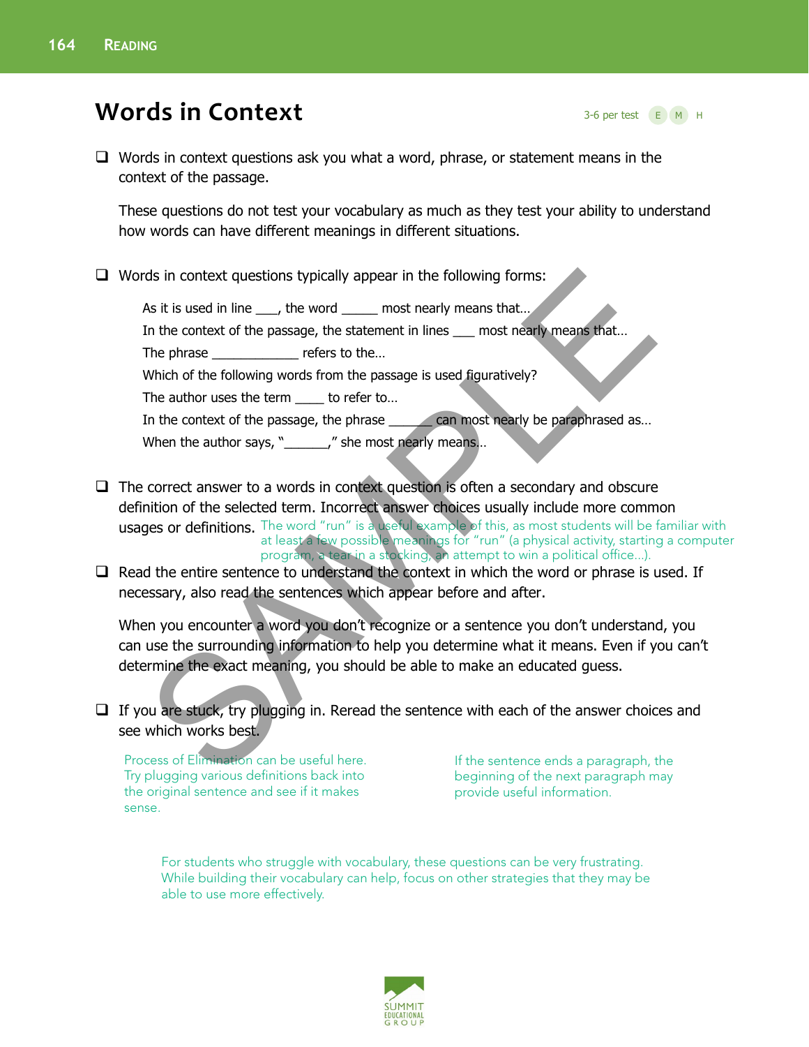# Words in Context

3-6 per test E M H

- Words in context questions ask you what a word, phrase, or statement means in the context of the passage.

  These questions do not test your vocabulary as much as they test your ability to understand how words can have different meanings in different situations.

- Words in context questions typically appear in the following forms:

  As it is used in line ___, the word _____ most nearly means that…
  In the context of the passage, the statement in lines ___ most nearly means that…
  The phrase ____________ refers to the…
  Which of the following words from the passage is used figuratively?
  The author uses the term ____ to refer to…
  In the context of the passage, the phrase ______ can most nearly be paraphrased as…
  When the author says, "______," she most nearly means…

- The correct answer to a words in context question is often a secondary and obscure definition of the selected term. Incorrect answer choices usually include more common usages or definitions.

  The word "run" is a useful example of this, as most students will be familiar with at least a few possible meanings for "run" (a physical activity, starting a computer program, a tear in a stocking, an attempt to win a political office…).

- Read the entire sentence to understand the context in which the word or phrase is used. If necessary, also read the sentences which appear before and after.

  When you encounter a word you don't recognize or a sentence you don't understand, you can use the surrounding information to help you determine what it means. Even if you can't determine the exact meaning, you should be able to make an educated guess.

- If you are stuck, try plugging in. Reread the sentence with each of the answer choices and see which works best.

Process of Elimination can be useful here. Try plugging various definitions back into the original sentence and see if it makes sense.

If the sentence ends a paragraph, the beginning of the next paragraph may provide useful information.

For students who struggle with vocabulary, these questions can be very frustrating. While building their vocabulary can help, focus on other strategies that they may be able to use more effectively.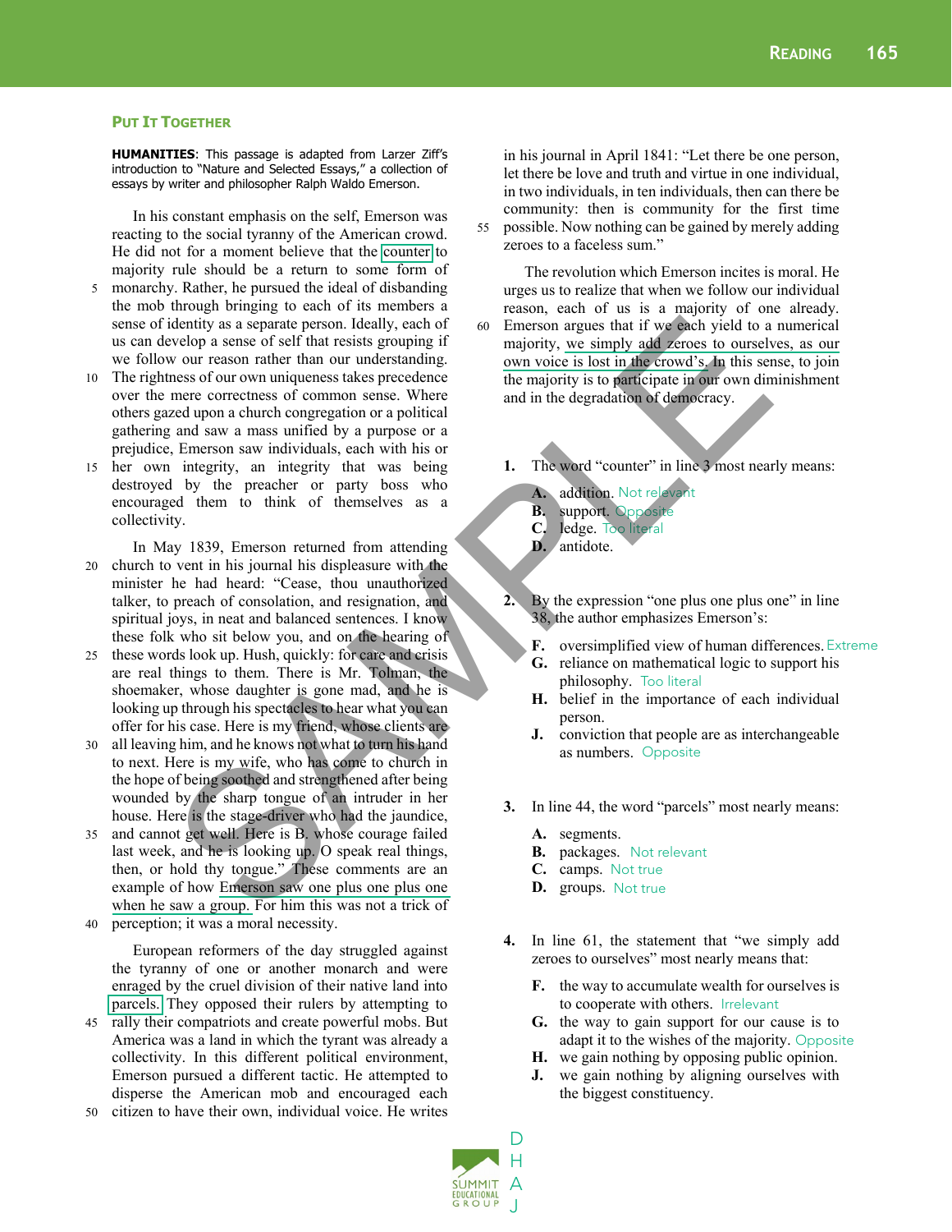## Put It Together

**HUMANITIES**: This passage is adapted from Larzer Ziff's introduction to "Nature and Selected Essays," a collection of essays by writer and philosopher Ralph Waldo Emerson.

In his constant emphasis on the self, Emerson was reacting to the social tyranny of the American crowd. He did not for a moment believe that the counter to majority rule should be a return to some form of monarchy. Rather, he pursued the ideal of disbanding the mob through bringing to each of its members a sense of identity as a separate person. Ideally, each of us can develop a sense of self that resists grouping if we follow our reason rather than our understanding. The rightness of our own uniqueness takes precedence over the mere correctness of common sense. Where others gazed upon a church congregation or a political gathering and saw a mass unified by a purpose or a prejudice, Emerson saw individuals, each with his or her own integrity, an integrity that was being destroyed by the preacher or party boss who encouraged them to think of themselves as a collectivity.

In May 1839, Emerson returned from attending church to vent in his journal his displeasure with the minister he had heard: "Cease, thou unauthorized talker, to preach of consolation, and resignation, and spiritual joys, in neat and balanced sentences. I know these folk who sit below you, and on the hearing of these words look up. Hush, quickly: for care and crisis are real things to them. There is Mr. Tolman, the shoemaker, whose daughter is gone mad, and he is looking up through his spectacles to hear what you can offer for his case. Here is my friend, whose clients are all leaving him, and he knows not what to turn his hand to next. Here is my wife, who has come to church in the hope of being soothed and strengthened after being wounded by the sharp tongue of an intruder in her house. Here is the stage-driver who had the jaundice, and cannot get well. Here is B. whose courage failed last week, and he is looking up. O speak real things, then, or hold thy tongue." These comments are an example of how Emerson saw one plus one plus one when he saw a group. For him this was not a trick of perception; it was a moral necessity.

European reformers of the day struggled against the tyranny of one or another monarch and were enraged by the cruel division of their native land into parcels. They opposed their rulers by attempting to rally their compatriots and create powerful mobs. But America was a land in which the tyrant was already a collectivity. In this different political environment, Emerson pursued a different tactic. He attempted to disperse the American mob and encouraged each citizen to have their own, individual voice. He writes in his journal in April 1841: "Let there be one person, let there be love and truth and virtue in one individual, in two individuals, in ten individuals, then can there be community: then is community for the first time possible. Now nothing can be gained by merely adding zeroes to a faceless sum."

The revolution which Emerson incites is moral. He urges us to realize that when we follow our individual reason, each of us is a majority of one already. Emerson argues that if we each yield to a numerical majority, we simply add zeroes to ourselves, as our own voice is lost in the crowd's. In this sense, to join the majority is to participate in our own diminishment and in the degradation of democracy.

1. The word "counter" in line 3 most nearly means:

   A. addition. Not relevant
   B. support. Opposite
   C. ledge. Too literal
   D. antidote.

2. By the expression "one plus one plus one" in line 38, the author emphasizes Emerson's:

   F. oversimplified view of human differences. Extreme
   G. reliance on mathematical logic to support his philosophy. Too literal
   H. belief in the importance of each individual person.
   J. conviction that people are as interchangeable as numbers. Opposite

3. In line 44, the word "parcels" most nearly means:

   A. segments.
   B. packages. Not relevant
   C. camps. Not true
   D. groups. Not true

4. In line 61, the statement that "we simply add zeroes to ourselves" most nearly means that:

   F. the way to accumulate wealth for ourselves is to cooperate with others. Irrelevant
   G. the way to gain support for our cause is to adapt it to the wishes of the majority. Opposite
   H. we gain nothing by opposing public opinion.
   J. we gain nothing by aligning ourselves with the biggest constituency.

D H A J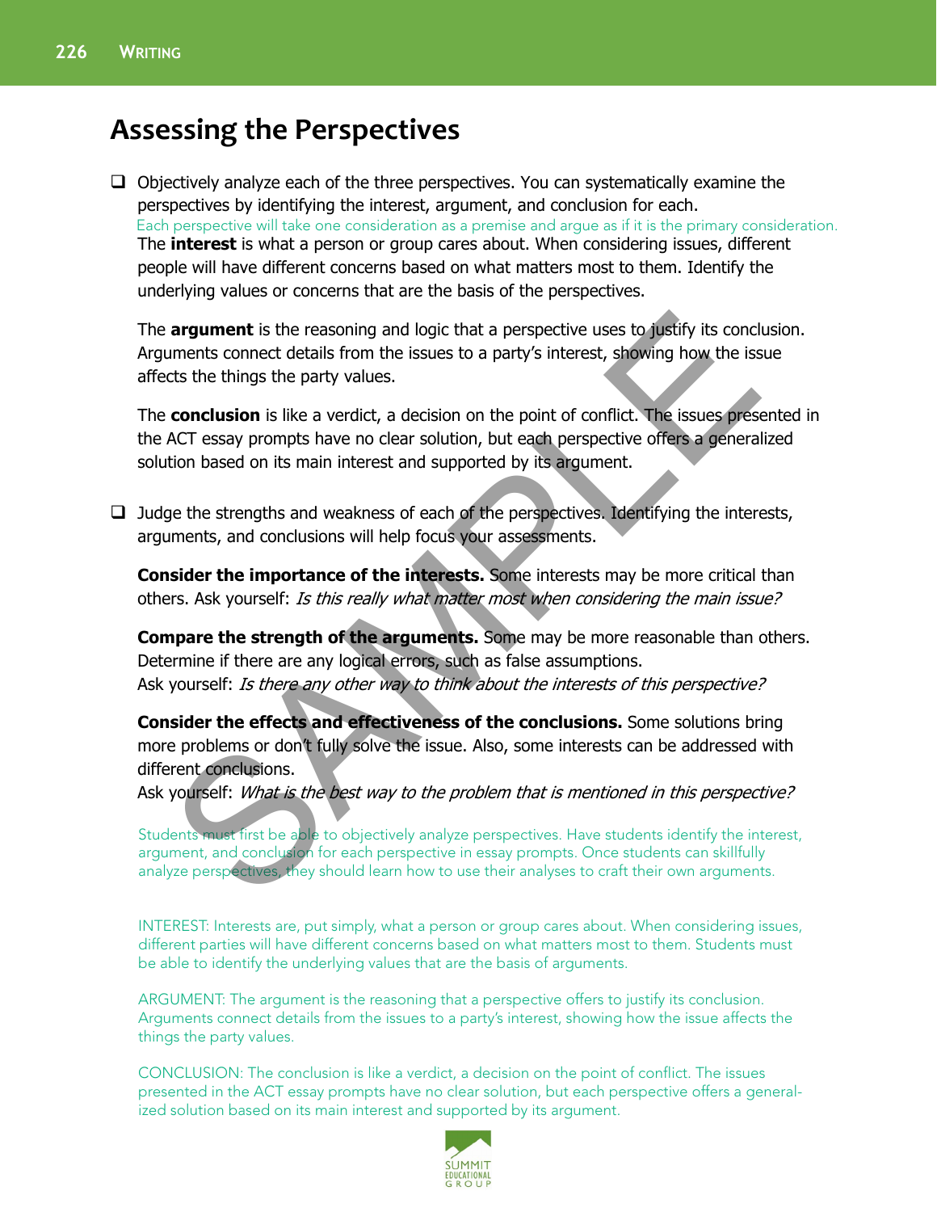## Assessing the Perspectives

- [ ] Objectively analyze each of the three perspectives. You can systematically examine the perspectives by identifying the interest, argument, and conclusion for each.

  Each perspective will take one consideration as a premise and argue as if it is the primary consideration.

  The **interest** is what a person or group cares about. When considering issues, different people will have different concerns based on what matters most to them. Identify the underlying values or concerns that are the basis of the perspectives.

  The **argument** is the reasoning and logic that a perspective uses to justify its conclusion. Arguments connect details from the issues to a party's interest, showing how the issue affects the things the party values.

  The **conclusion** is like a verdict, a decision on the point of conflict. The issues presented in the ACT essay prompts have no clear solution, but each perspective offers a generalized solution based on its main interest and supported by its argument.

- [ ] Judge the strengths and weakness of each of the perspectives. Identifying the interests, arguments, and conclusions will help focus your assessments.

  **Consider the importance of the interests.** Some interests may be more critical than others. Ask yourself: *Is this really what matter most when considering the main issue?*

  **Compare the strength of the arguments.** Some may be more reasonable than others. Determine if there are any logical errors, such as false assumptions.
  Ask yourself: *Is there any other way to think about the interests of this perspective?*

  **Consider the effects and effectiveness of the conclusions.** Some solutions bring more problems or don't fully solve the issue. Also, some interests can be addressed with different conclusions.
  Ask yourself: *What is the best way to the problem that is mentioned in this perspective?*

Students must first be able to objectively analyze perspectives. Have students identify the interest, argument, and conclusion for each perspective in essay prompts. Once students can skillfully analyze perspectives, they should learn how to use their analyses to craft their own arguments.

INTEREST: Interests are, put simply, what a person or group cares about. When considering issues, different parties will have different concerns based on what matters most to them. Students must be able to identify the underlying values that are the basis of arguments.

ARGUMENT: The argument is the reasoning that a perspective offers to justify its conclusion. Arguments connect details from the issues to a party's interest, showing how the issue affects the things the party values.

CONCLUSION: The conclusion is like a verdict, a decision on the point of conflict. The issues presented in the ACT essay prompts have no clear solution, but each perspective offers a generalized solution based on its main interest and supported by its argument.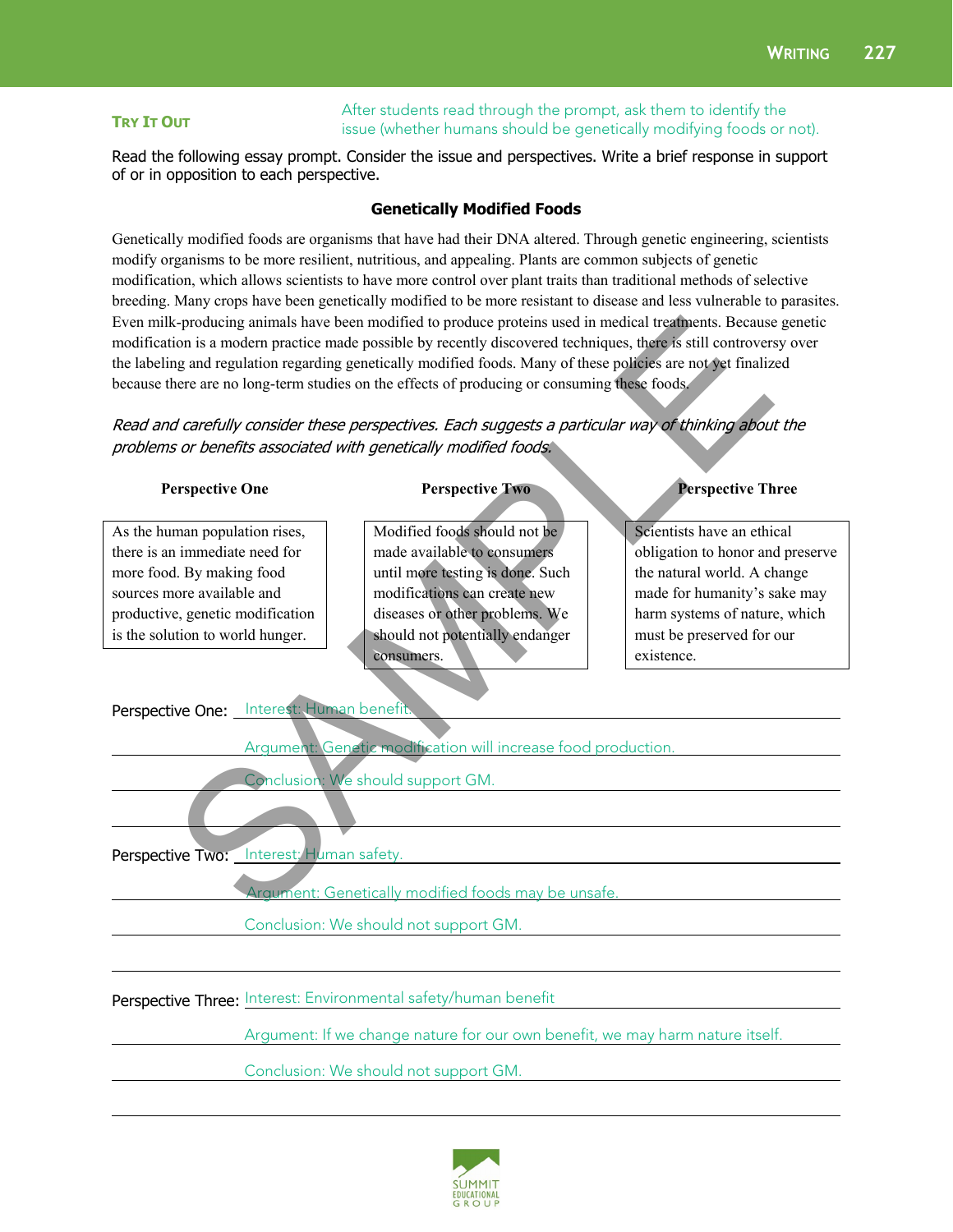**TRY IT OUT**

After students read through the prompt, ask them to identify the issue (whether humans should be genetically modifying foods or not).

Read the following essay prompt. Consider the issue and perspectives. Write a brief response in support of or in opposition to each perspective.

### Genetically Modified Foods

Genetically modified foods are organisms that have had their DNA altered. Through genetic engineering, scientists modify organisms to be more resilient, nutritious, and appealing. Plants are common subjects of genetic modification, which allows scientists to have more control over plant traits than traditional methods of selective breeding. Many crops have been genetically modified to be more resistant to disease and less vulnerable to parasites. Even milk-producing animals have been modified to produce proteins used in medical treatments. Because genetic modification is a modern practice made possible by recently discovered techniques, there is still controversy over the labeling and regulation regarding genetically modified foods. Many of these policies are not yet finalized because there are no long-term studies on the effects of producing or consuming these foods.

*Read and carefully consider these perspectives. Each suggests a particular way of thinking about the problems or benefits associated with genetically modified foods.*

| Perspective One | Perspective Two | Perspective Three |
|---|---|---|
| As the human population rises, there is an immediate need for more food. By making food sources more available and productive, genetic modification is the solution to world hunger. | Modified foods should not be made available to consumers until more testing is done. Such modifications can create new diseases or other problems. We should not potentially endanger consumers. | Scientists have an ethical obligation to honor and preserve the natural world. A change made for humanity's sake may harm systems of nature, which must be preserved for our existence. |

Perspective One: Interest: Human benefit.

Argument: Genetic modification will increase food production.

Conclusion: We should support GM.

Perspective Two: Interest: Human safety.

Argument: Genetically modified foods may be unsafe.

Conclusion: We should not support GM.

Perspective Three: Interest: Environmental safety/human benefit

Argument: If we change nature for our own benefit, we may harm nature itself.

Conclusion: We should not support GM.